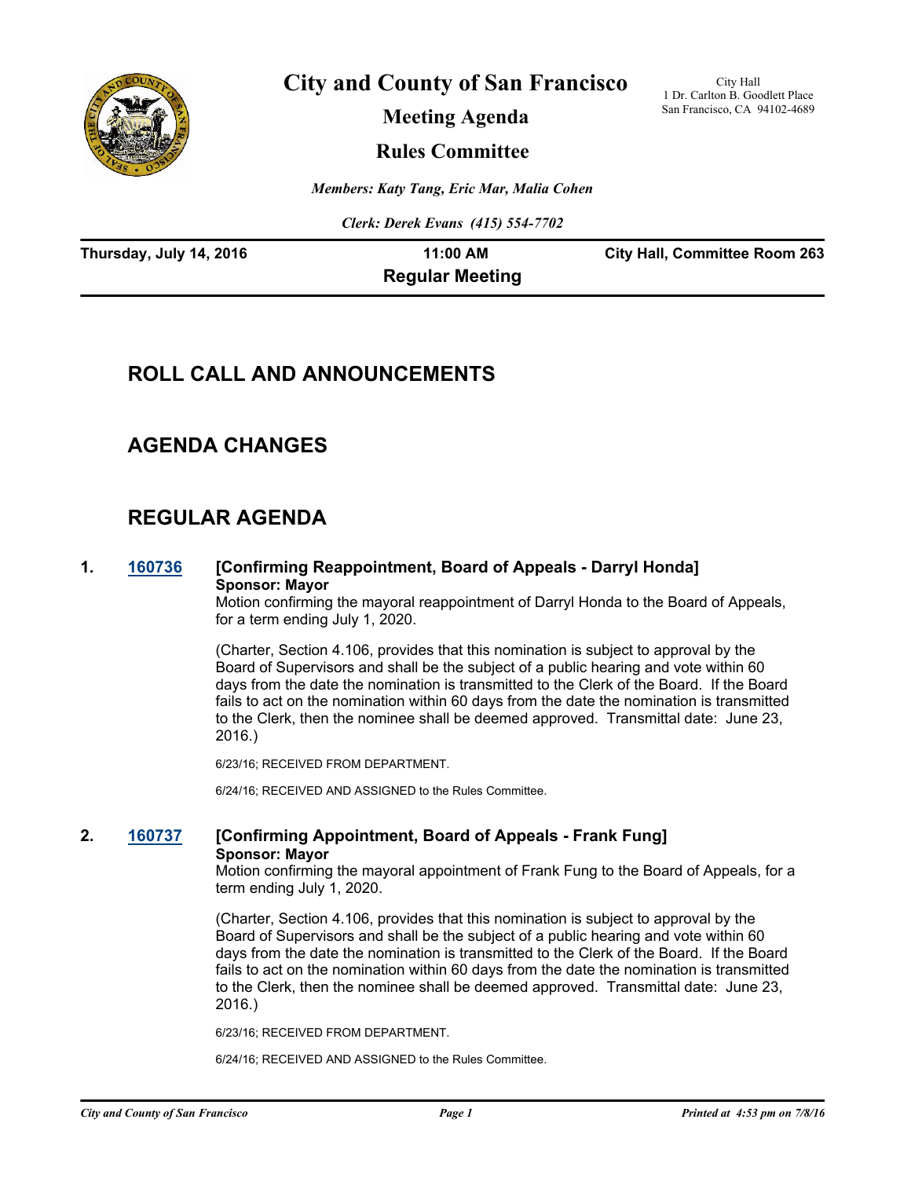# City and County of San Francisco

## Meeting Agenda

## Rules Committee

City Hall
1 Dr. Carlton B. Goodlett Place
San Francisco, CA 94102-4689

*Members: Katy Tang, Eric Mar, Malia Cohen*

*Clerk: Derek Evans (415) 554-7702*

**Thursday, July 14, 2016** | **11:00 AM** | **City Hall, Committee Room 263**

**Regular Meeting**

## ROLL CALL AND ANNOUNCEMENTS

## AGENDA CHANGES

## REGULAR AGENDA

**1. [160736](160736) [Confirming Reappointment, Board of Appeals - Darryl Honda]**

**Sponsor: Mayor**

Motion confirming the mayoral reappointment of Darryl Honda to the Board of Appeals, for a term ending July 1, 2020.

(Charter, Section 4.106, provides that this nomination is subject to approval by the Board of Supervisors and shall be the subject of a public hearing and vote within 60 days from the date the nomination is transmitted to the Clerk of the Board. If the Board fails to act on the nomination within 60 days from the date the nomination is transmitted to the Clerk, then the nominee shall be deemed approved. Transmittal date: June 23, 2016.)

6/23/16; RECEIVED FROM DEPARTMENT.

6/24/16; RECEIVED AND ASSIGNED to the Rules Committee.

**2. [160737](160737) [Confirming Appointment, Board of Appeals - Frank Fung]**

**Sponsor: Mayor**

Motion confirming the mayoral appointment of Frank Fung to the Board of Appeals, for a term ending July 1, 2020.

(Charter, Section 4.106, provides that this nomination is subject to approval by the Board of Supervisors and shall be the subject of a public hearing and vote within 60 days from the date the nomination is transmitted to the Clerk of the Board. If the Board fails to act on the nomination within 60 days from the date the nomination is transmitted to the Clerk, then the nominee shall be deemed approved. Transmittal date: June 23, 2016.)

6/23/16; RECEIVED FROM DEPARTMENT.

6/24/16; RECEIVED AND ASSIGNED to the Rules Committee.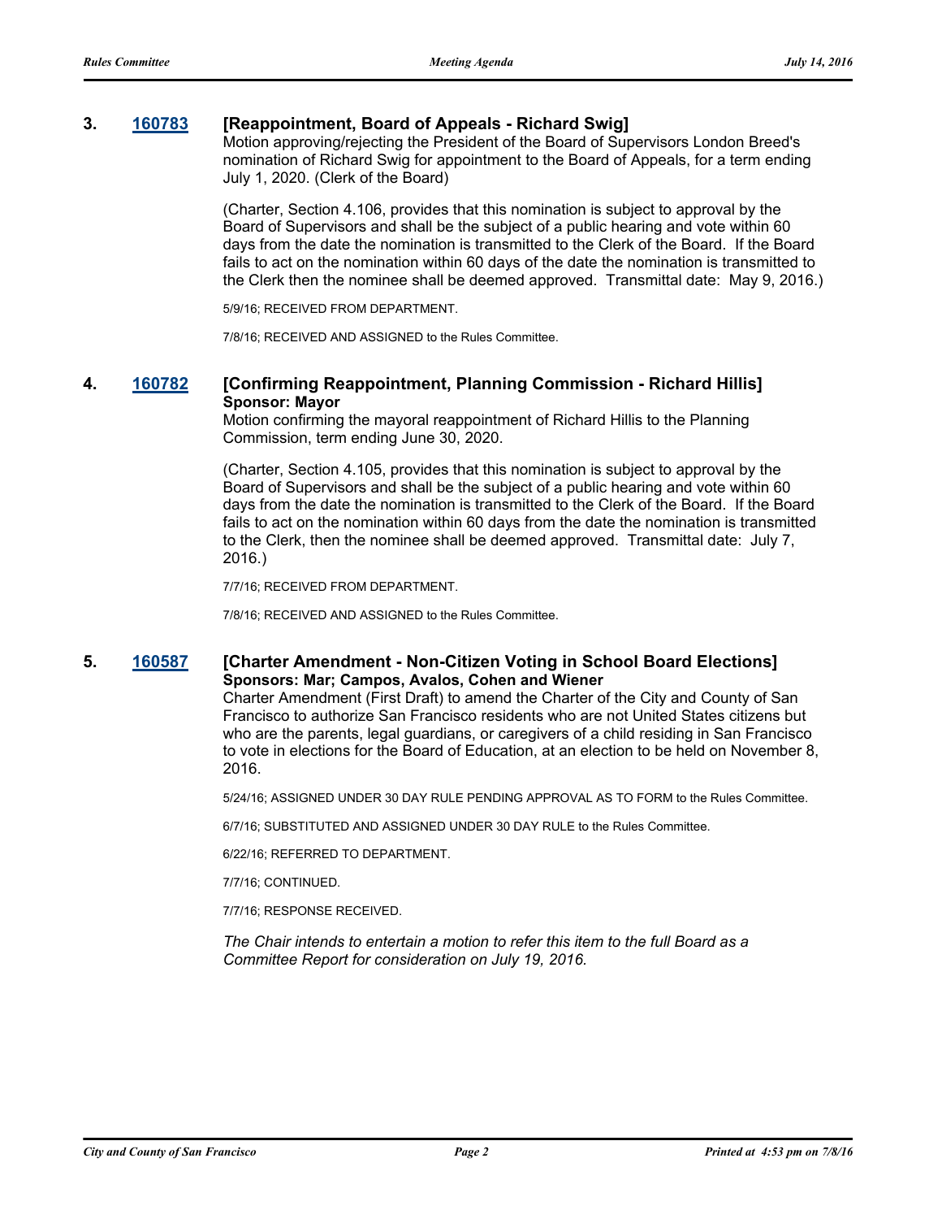### 3. 160783 [Reappointment, Board of Appeals - Richard Swig]

Motion approving/rejecting the President of the Board of Supervisors London Breed's nomination of Richard Swig for appointment to the Board of Appeals, for a term ending July 1, 2020. (Clerk of the Board)

(Charter, Section 4.106, provides that this nomination is subject to approval by the Board of Supervisors and shall be the subject of a public hearing and vote within 60 days from the date the nomination is transmitted to the Clerk of the Board. If the Board fails to act on the nomination within 60 days of the date the nomination is transmitted to the Clerk then the nominee shall be deemed approved. Transmittal date: May 9, 2016.)

5/9/16; RECEIVED FROM DEPARTMENT.

7/8/16; RECEIVED AND ASSIGNED to the Rules Committee.

### 4. 160782 [Confirming Reappointment, Planning Commission - Richard Hillis]

**Sponsor: Mayor**

Motion confirming the mayoral reappointment of Richard Hillis to the Planning Commission, term ending June 30, 2020.

(Charter, Section 4.105, provides that this nomination is subject to approval by the Board of Supervisors and shall be the subject of a public hearing and vote within 60 days from the date the nomination is transmitted to the Clerk of the Board. If the Board fails to act on the nomination within 60 days from the date the nomination is transmitted to the Clerk, then the nominee shall be deemed approved. Transmittal date: July 7, 2016.)

7/7/16; RECEIVED FROM DEPARTMENT.

7/8/16; RECEIVED AND ASSIGNED to the Rules Committee.

### 5. 160587 [Charter Amendment - Non-Citizen Voting in School Board Elections]

**Sponsors: Mar; Campos, Avalos, Cohen and Wiener**

Charter Amendment (First Draft) to amend the Charter of the City and County of San Francisco to authorize San Francisco residents who are not United States citizens but who are the parents, legal guardians, or caregivers of a child residing in San Francisco to vote in elections for the Board of Education, at an election to be held on November 8, 2016.

5/24/16; ASSIGNED UNDER 30 DAY RULE PENDING APPROVAL AS TO FORM to the Rules Committee.

6/7/16; SUBSTITUTED AND ASSIGNED UNDER 30 DAY RULE to the Rules Committee.

6/22/16; REFERRED TO DEPARTMENT.

7/7/16; CONTINUED.

7/7/16; RESPONSE RECEIVED.

*The Chair intends to entertain a motion to refer this item to the full Board as a Committee Report for consideration on July 19, 2016.*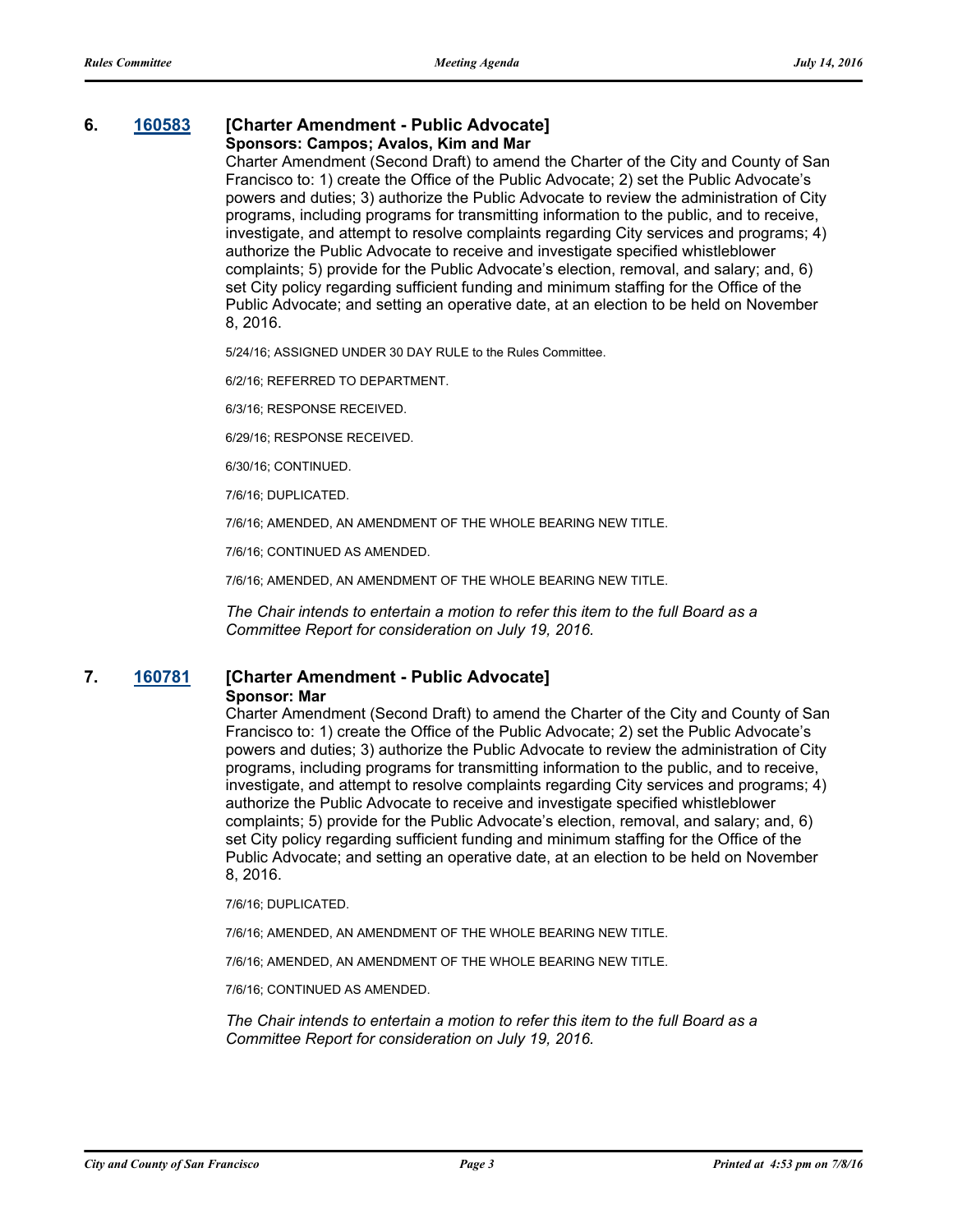**6. 160583 [Charter Amendment - Public Advocate]**

**Sponsors: Campos; Avalos, Kim and Mar**

Charter Amendment (Second Draft) to amend the Charter of the City and County of San Francisco to: 1) create the Office of the Public Advocate; 2) set the Public Advocate's powers and duties; 3) authorize the Public Advocate to review the administration of City programs, including programs for transmitting information to the public, and to receive, investigate, and attempt to resolve complaints regarding City services and programs; 4) authorize the Public Advocate to receive and investigate specified whistleblower complaints; 5) provide for the Public Advocate's election, removal, and salary; and, 6) set City policy regarding sufficient funding and minimum staffing for the Office of the Public Advocate; and setting an operative date, at an election to be held on November 8, 2016.

5/24/16; ASSIGNED UNDER 30 DAY RULE to the Rules Committee.

6/2/16; REFERRED TO DEPARTMENT.

6/3/16; RESPONSE RECEIVED.

6/29/16; RESPONSE RECEIVED.

6/30/16; CONTINUED.

7/6/16; DUPLICATED.

7/6/16; AMENDED, AN AMENDMENT OF THE WHOLE BEARING NEW TITLE.

7/6/16; CONTINUED AS AMENDED.

7/6/16; AMENDED, AN AMENDMENT OF THE WHOLE BEARING NEW TITLE.

*The Chair intends to entertain a motion to refer this item to the full Board as a Committee Report for consideration on July 19, 2016.*

**7. 160781 [Charter Amendment - Public Advocate]**

**Sponsor: Mar**

Charter Amendment (Second Draft) to amend the Charter of the City and County of San Francisco to: 1) create the Office of the Public Advocate; 2) set the Public Advocate's powers and duties; 3) authorize the Public Advocate to review the administration of City programs, including programs for transmitting information to the public, and to receive, investigate, and attempt to resolve complaints regarding City services and programs; 4) authorize the Public Advocate to receive and investigate specified whistleblower complaints; 5) provide for the Public Advocate's election, removal, and salary; and, 6) set City policy regarding sufficient funding and minimum staffing for the Office of the Public Advocate; and setting an operative date, at an election to be held on November 8, 2016.

7/6/16; DUPLICATED.

7/6/16; AMENDED, AN AMENDMENT OF THE WHOLE BEARING NEW TITLE.

7/6/16; AMENDED, AN AMENDMENT OF THE WHOLE BEARING NEW TITLE.

7/6/16; CONTINUED AS AMENDED.

*The Chair intends to entertain a motion to refer this item to the full Board as a Committee Report for consideration on July 19, 2016.*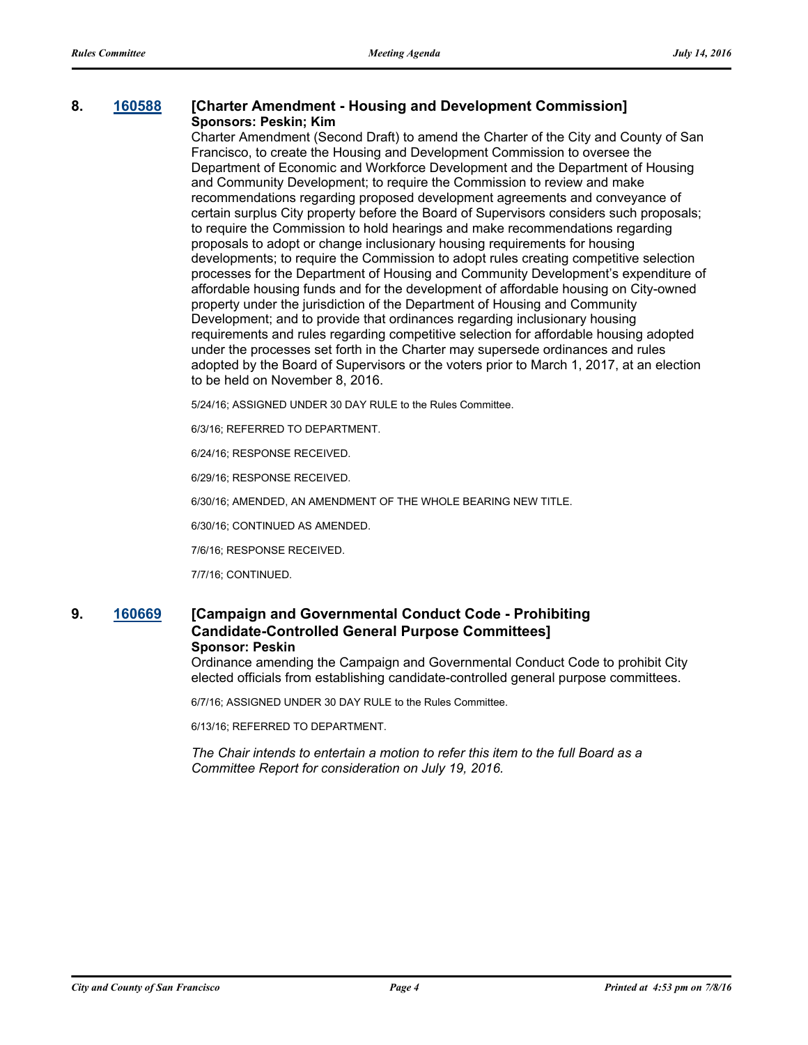## 8. [160588](160588) [Charter Amendment - Housing and Development Commission]

**Sponsors: Peskin; Kim**

Charter Amendment (Second Draft) to amend the Charter of the City and County of San Francisco, to create the Housing and Development Commission to oversee the Department of Economic and Workforce Development and the Department of Housing and Community Development; to require the Commission to review and make recommendations regarding proposed development agreements and conveyance of certain surplus City property before the Board of Supervisors considers such proposals; to require the Commission to hold hearings and make recommendations regarding proposals to adopt or change inclusionary housing requirements for housing developments; to require the Commission to adopt rules creating competitive selection processes for the Department of Housing and Community Development's expenditure of affordable housing funds and for the development of affordable housing on City-owned property under the jurisdiction of the Department of Housing and Community Development; and to provide that ordinances regarding inclusionary housing requirements and rules regarding competitive selection for affordable housing adopted under the processes set forth in the Charter may supersede ordinances and rules adopted by the Board of Supervisors or the voters prior to March 1, 2017, at an election to be held on November 8, 2016.

5/24/16; ASSIGNED UNDER 30 DAY RULE to the Rules Committee.

6/3/16; REFERRED TO DEPARTMENT.

6/24/16; RESPONSE RECEIVED.

6/29/16; RESPONSE RECEIVED.

6/30/16; AMENDED, AN AMENDMENT OF THE WHOLE BEARING NEW TITLE.

6/30/16; CONTINUED AS AMENDED.

7/6/16; RESPONSE RECEIVED.

7/7/16; CONTINUED.

## 9. [160669](160669) [Campaign and Governmental Conduct Code - Prohibiting Candidate-Controlled General Purpose Committees]

**Sponsor: Peskin**

Ordinance amending the Campaign and Governmental Conduct Code to prohibit City elected officials from establishing candidate-controlled general purpose committees.

6/7/16; ASSIGNED UNDER 30 DAY RULE to the Rules Committee.

6/13/16; REFERRED TO DEPARTMENT.

*The Chair intends to entertain a motion to refer this item to the full Board as a Committee Report for consideration on July 19, 2016.*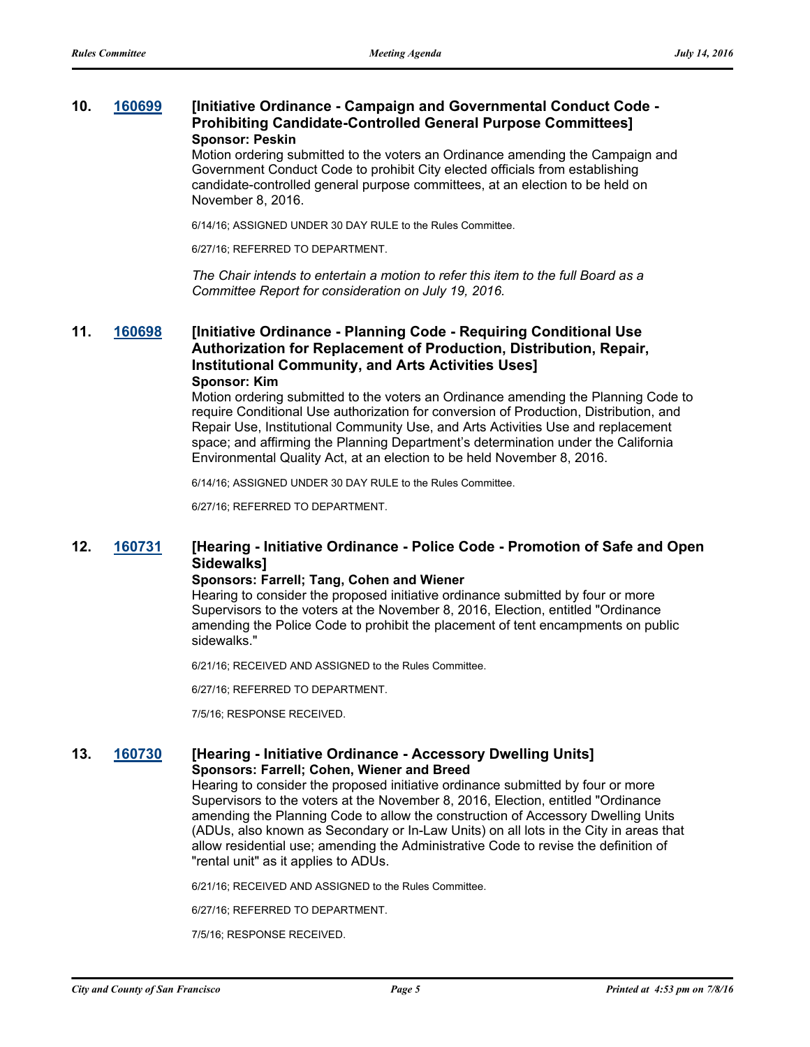### 10. 160699 [Initiative Ordinance - Campaign and Governmental Conduct Code - Prohibiting Candidate-Controlled General Purpose Committees]

**Sponsor: Peskin**

Motion ordering submitted to the voters an Ordinance amending the Campaign and Government Conduct Code to prohibit City elected officials from establishing candidate-controlled general purpose committees, at an election to be held on November 8, 2016.

6/14/16; ASSIGNED UNDER 30 DAY RULE to the Rules Committee.

6/27/16; REFERRED TO DEPARTMENT.

*The Chair intends to entertain a motion to refer this item to the full Board as a Committee Report for consideration on July 19, 2016.*

### 11. 160698 [Initiative Ordinance - Planning Code - Requiring Conditional Use Authorization for Replacement of Production, Distribution, Repair, Institutional Community, and Arts Activities Uses]

**Sponsor: Kim**

Motion ordering submitted to the voters an Ordinance amending the Planning Code to require Conditional Use authorization for conversion of Production, Distribution, and Repair Use, Institutional Community Use, and Arts Activities Use and replacement space; and affirming the Planning Department's determination under the California Environmental Quality Act, at an election to be held November 8, 2016.

6/14/16; ASSIGNED UNDER 30 DAY RULE to the Rules Committee.

6/27/16; REFERRED TO DEPARTMENT.

### 12. 160731 [Hearing - Initiative Ordinance - Police Code - Promotion of Safe and Open Sidewalks]

**Sponsors: Farrell; Tang, Cohen and Wiener**

Hearing to consider the proposed initiative ordinance submitted by four or more Supervisors to the voters at the November 8, 2016, Election, entitled "Ordinance amending the Police Code to prohibit the placement of tent encampments on public sidewalks."

6/21/16; RECEIVED AND ASSIGNED to the Rules Committee.

6/27/16; REFERRED TO DEPARTMENT.

7/5/16; RESPONSE RECEIVED.

### 13. 160730 [Hearing - Initiative Ordinance - Accessory Dwelling Units]

**Sponsors: Farrell; Cohen, Wiener and Breed**

Hearing to consider the proposed initiative ordinance submitted by four or more Supervisors to the voters at the November 8, 2016, Election, entitled "Ordinance amending the Planning Code to allow the construction of Accessory Dwelling Units (ADUs, also known as Secondary or In-Law Units) on all lots in the City in areas that allow residential use; amending the Administrative Code to revise the definition of "rental unit" as it applies to ADUs.

6/21/16; RECEIVED AND ASSIGNED to the Rules Committee.

6/27/16; REFERRED TO DEPARTMENT.

7/5/16; RESPONSE RECEIVED.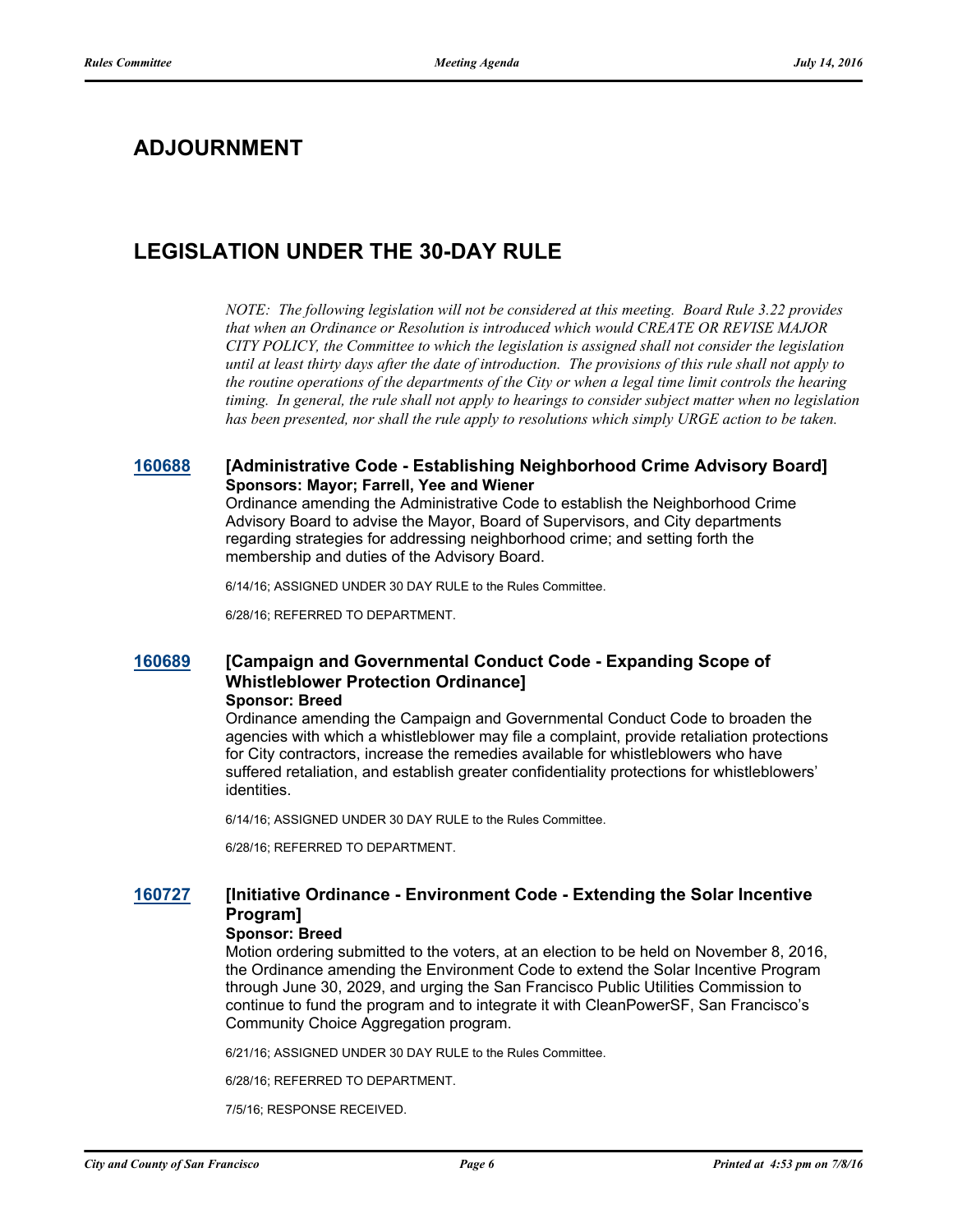## ADJOURNMENT

## LEGISLATION UNDER THE 30-DAY RULE

*NOTE: The following legislation will not be considered at this meeting. Board Rule 3.22 provides that when an Ordinance or Resolution is introduced which would CREATE OR REVISE MAJOR CITY POLICY, the Committee to which the legislation is assigned shall not consider the legislation until at least thirty days after the date of introduction. The provisions of this rule shall not apply to the routine operations of the departments of the City or when a legal time limit controls the hearing timing. In general, the rule shall not apply to hearings to consider subject matter when no legislation has been presented, nor shall the rule apply to resolutions which simply URGE action to be taken.*

### 160688 [Administrative Code - Establishing Neighborhood Crime Advisory Board]

**Sponsors: Mayor; Farrell, Yee and Wiener**

Ordinance amending the Administrative Code to establish the Neighborhood Crime Advisory Board to advise the Mayor, Board of Supervisors, and City departments regarding strategies for addressing neighborhood crime; and setting forth the membership and duties of the Advisory Board.

6/14/16; ASSIGNED UNDER 30 DAY RULE to the Rules Committee.

6/28/16; REFERRED TO DEPARTMENT.

### 160689 [Campaign and Governmental Conduct Code - Expanding Scope of Whistleblower Protection Ordinance]

**Sponsor: Breed**

Ordinance amending the Campaign and Governmental Conduct Code to broaden the agencies with which a whistleblower may file a complaint, provide retaliation protections for City contractors, increase the remedies available for whistleblowers who have suffered retaliation, and establish greater confidentiality protections for whistleblowers' identities.

6/14/16; ASSIGNED UNDER 30 DAY RULE to the Rules Committee.

6/28/16; REFERRED TO DEPARTMENT.

### 160727 [Initiative Ordinance - Environment Code - Extending the Solar Incentive Program]

**Sponsor: Breed**

Motion ordering submitted to the voters, at an election to be held on November 8, 2016, the Ordinance amending the Environment Code to extend the Solar Incentive Program through June 30, 2029, and urging the San Francisco Public Utilities Commission to continue to fund the program and to integrate it with CleanPowerSF, San Francisco's Community Choice Aggregation program.

6/21/16; ASSIGNED UNDER 30 DAY RULE to the Rules Committee.

6/28/16; REFERRED TO DEPARTMENT.

7/5/16; RESPONSE RECEIVED.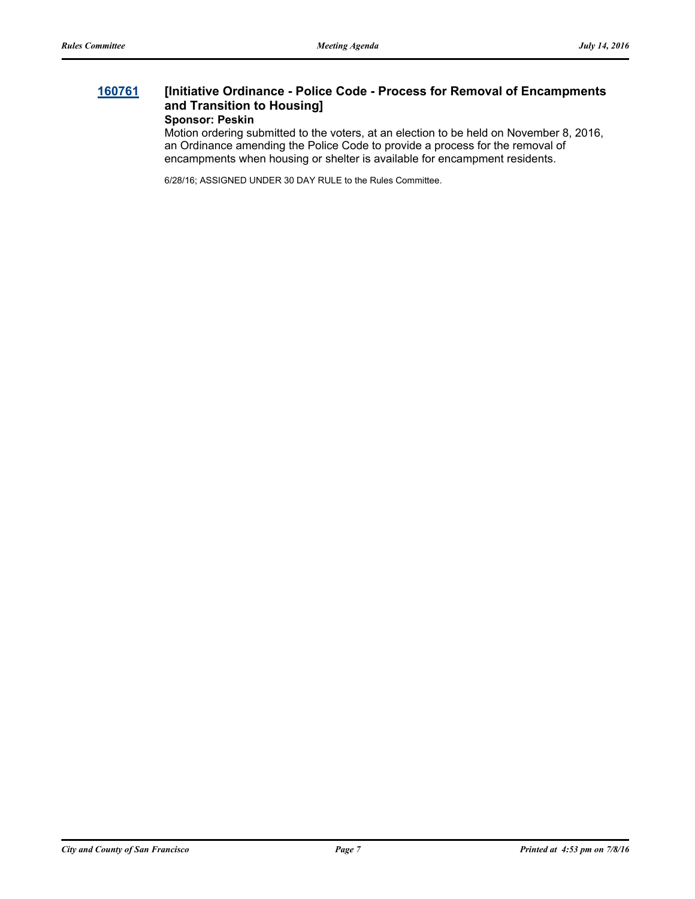**160761** **[Initiative Ordinance - Police Code - Process for Removal of Encampments and Transition to Housing]**

**Sponsor: Peskin**

Motion ordering submitted to the voters, at an election to be held on November 8, 2016, an Ordinance amending the Police Code to provide a process for the removal of encampments when housing or shelter is available for encampment residents.

6/28/16; ASSIGNED UNDER 30 DAY RULE to the Rules Committee.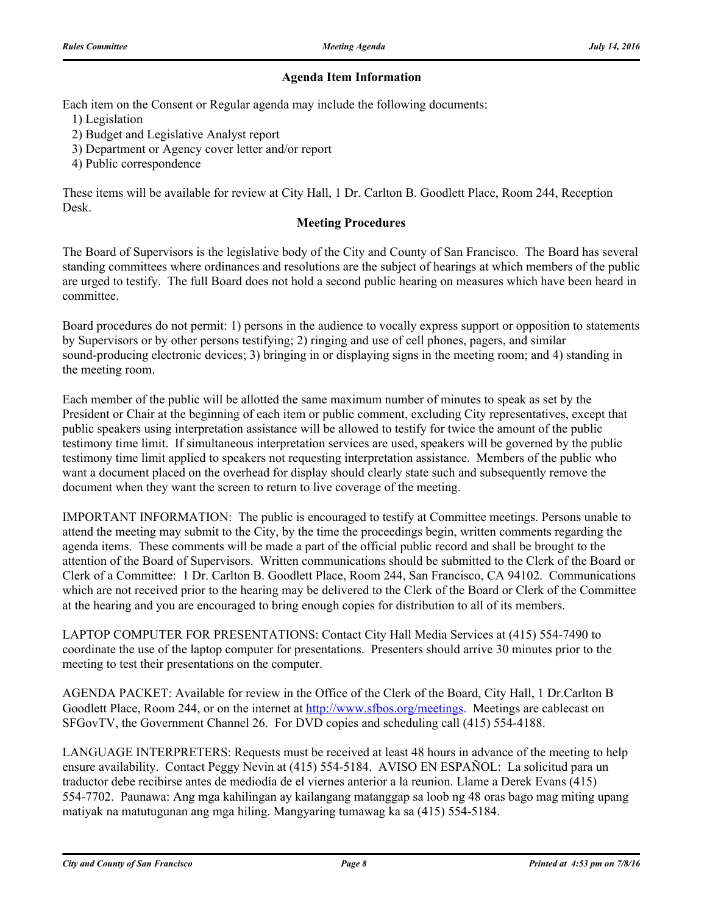## Agenda Item Information

Each item on the Consent or Regular agenda may include the following documents:

1) Legislation
2) Budget and Legislative Analyst report
3) Department or Agency cover letter and/or report
4) Public correspondence

These items will be available for review at City Hall, 1 Dr. Carlton B. Goodlett Place, Room 244, Reception Desk.

## Meeting Procedures

The Board of Supervisors is the legislative body of the City and County of San Francisco. The Board has several standing committees where ordinances and resolutions are the subject of hearings at which members of the public are urged to testify. The full Board does not hold a second public hearing on measures which have been heard in committee.

Board procedures do not permit: 1) persons in the audience to vocally express support or opposition to statements by Supervisors or by other persons testifying; 2) ringing and use of cell phones, pagers, and similar sound-producing electronic devices; 3) bringing in or displaying signs in the meeting room; and 4) standing in the meeting room.

Each member of the public will be allotted the same maximum number of minutes to speak as set by the President or Chair at the beginning of each item or public comment, excluding City representatives, except that public speakers using interpretation assistance will be allowed to testify for twice the amount of the public testimony time limit. If simultaneous interpretation services are used, speakers will be governed by the public testimony time limit applied to speakers not requesting interpretation assistance. Members of the public who want a document placed on the overhead for display should clearly state such and subsequently remove the document when they want the screen to return to live coverage of the meeting.

IMPORTANT INFORMATION: The public is encouraged to testify at Committee meetings. Persons unable to attend the meeting may submit to the City, by the time the proceedings begin, written comments regarding the agenda items. These comments will be made a part of the official public record and shall be brought to the attention of the Board of Supervisors. Written communications should be submitted to the Clerk of the Board or Clerk of a Committee: 1 Dr. Carlton B. Goodlett Place, Room 244, San Francisco, CA 94102. Communications which are not received prior to the hearing may be delivered to the Clerk of the Board or Clerk of the Committee at the hearing and you are encouraged to bring enough copies for distribution to all of its members.

LAPTOP COMPUTER FOR PRESENTATIONS: Contact City Hall Media Services at (415) 554-7490 to coordinate the use of the laptop computer for presentations. Presenters should arrive 30 minutes prior to the meeting to test their presentations on the computer.

AGENDA PACKET: Available for review in the Office of the Clerk of the Board, City Hall, 1 Dr.Carlton B Goodlett Place, Room 244, or on the internet at [http://www.sfbos.org/meetings.](http://www.sfbos.org/meetings) Meetings are cablecast on SFGovTV, the Government Channel 26. For DVD copies and scheduling call (415) 554-4188.

LANGUAGE INTERPRETERS: Requests must be received at least 48 hours in advance of the meeting to help ensure availability. Contact Peggy Nevin at (415) 554-5184. AVISO EN ESPAÑOL: La solicitud para un traductor debe recibirse antes de mediodía de el viernes anterior a la reunion. Llame a Derek Evans (415) 554-7702. Paunawa: Ang mga kahilingan ay kailangang matanggap sa loob ng 48 oras bago mag miting upang matiyak na matutugunan ang mga hiling. Mangyaring tumawag ka sa (415) 554-5184.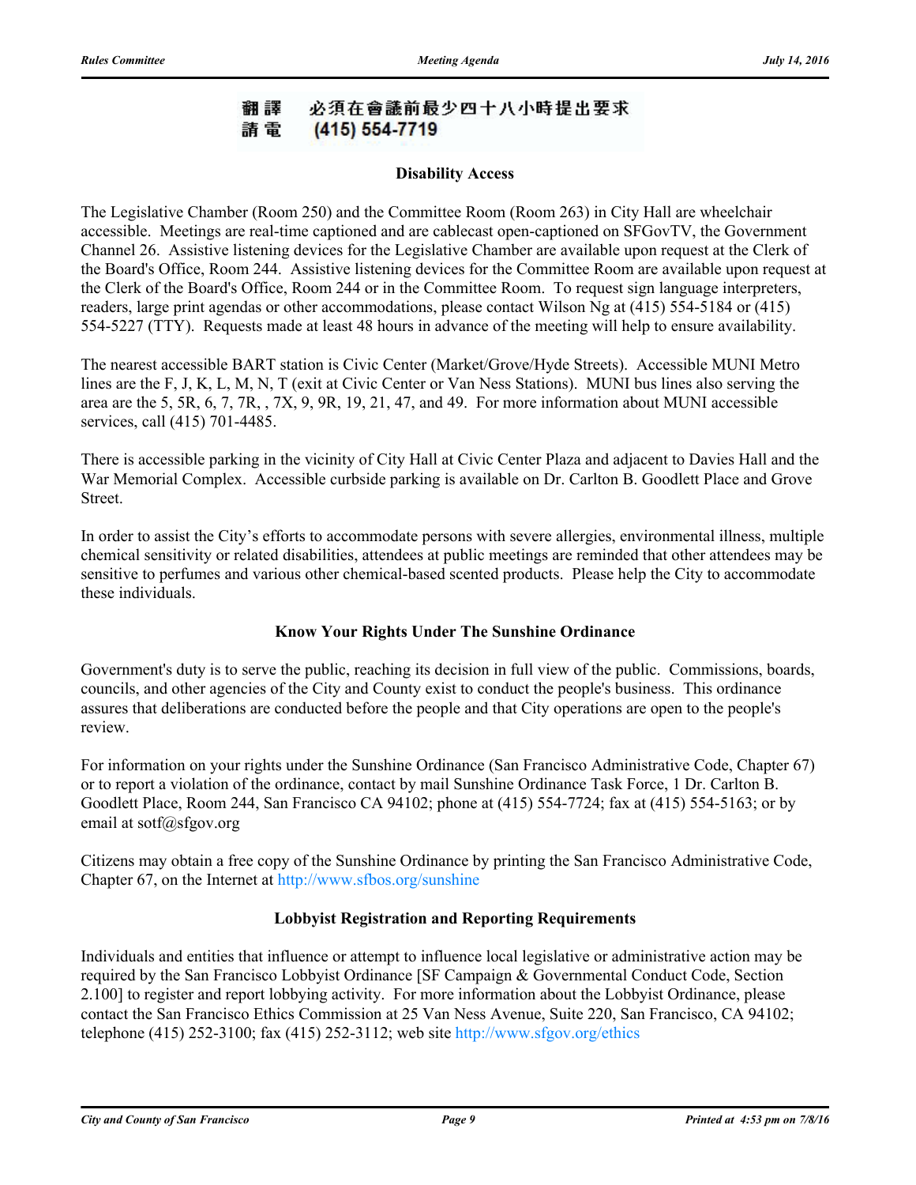翻譯　必須在會議前最少四十八小時提出要求
請電　(415) 554-7719

## Disability Access

The Legislative Chamber (Room 250) and the Committee Room (Room 263) in City Hall are wheelchair accessible. Meetings are real-time captioned and are cablecast open-captioned on SFGovTV, the Government Channel 26. Assistive listening devices for the Legislative Chamber are available upon request at the Clerk of the Board's Office, Room 244. Assistive listening devices for the Committee Room are available upon request at the Clerk of the Board's Office, Room 244 or in the Committee Room. To request sign language interpreters, readers, large print agendas or other accommodations, please contact Wilson Ng at (415) 554-5184 or (415) 554-5227 (TTY). Requests made at least 48 hours in advance of the meeting will help to ensure availability.

The nearest accessible BART station is Civic Center (Market/Grove/Hyde Streets). Accessible MUNI Metro lines are the F, J, K, L, M, N, T (exit at Civic Center or Van Ness Stations). MUNI bus lines also serving the area are the 5, 5R, 6, 7, 7R, , 7X, 9, 9R, 19, 21, 47, and 49. For more information about MUNI accessible services, call (415) 701-4485.

There is accessible parking in the vicinity of City Hall at Civic Center Plaza and adjacent to Davies Hall and the War Memorial Complex. Accessible curbside parking is available on Dr. Carlton B. Goodlett Place and Grove Street.

In order to assist the City's efforts to accommodate persons with severe allergies, environmental illness, multiple chemical sensitivity or related disabilities, attendees at public meetings are reminded that other attendees may be sensitive to perfumes and various other chemical-based scented products. Please help the City to accommodate these individuals.

## Know Your Rights Under The Sunshine Ordinance

Government's duty is to serve the public, reaching its decision in full view of the public. Commissions, boards, councils, and other agencies of the City and County exist to conduct the people's business. This ordinance assures that deliberations are conducted before the people and that City operations are open to the people's review.

For information on your rights under the Sunshine Ordinance (San Francisco Administrative Code, Chapter 67) or to report a violation of the ordinance, contact by mail Sunshine Ordinance Task Force, 1 Dr. Carlton B. Goodlett Place, Room 244, San Francisco CA 94102; phone at (415) 554-7724; fax at (415) 554-5163; or by email at sotf@sfgov.org

Citizens may obtain a free copy of the Sunshine Ordinance by printing the San Francisco Administrative Code, Chapter 67, on the Internet at http://www.sfbos.org/sunshine

## Lobbyist Registration and Reporting Requirements

Individuals and entities that influence or attempt to influence local legislative or administrative action may be required by the San Francisco Lobbyist Ordinance [SF Campaign & Governmental Conduct Code, Section 2.100] to register and report lobbying activity. For more information about the Lobbyist Ordinance, please contact the San Francisco Ethics Commission at 25 Van Ness Avenue, Suite 220, San Francisco, CA 94102; telephone (415) 252-3100; fax (415) 252-3112; web site http://www.sfgov.org/ethics